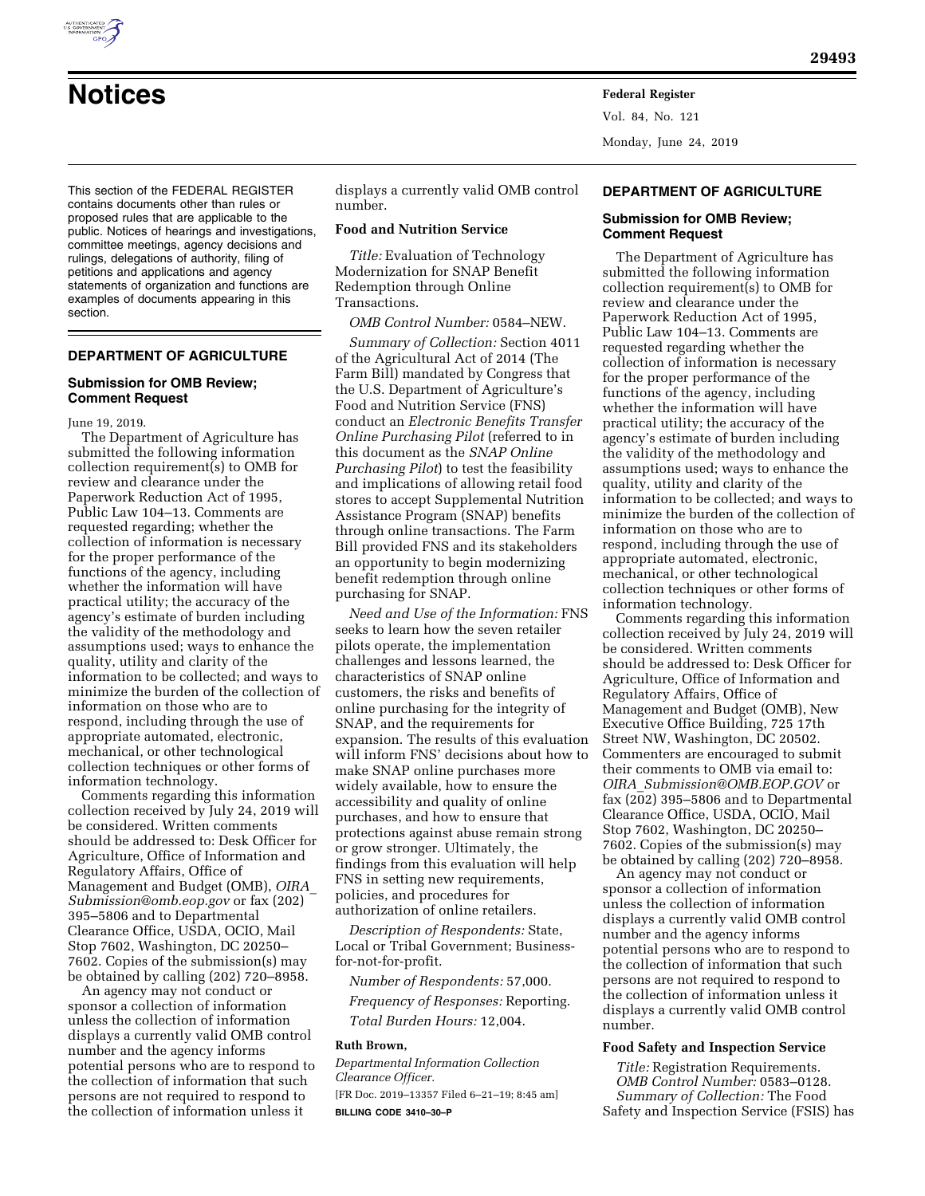# Notices

This section of the FEDERAL REGISTER contains documents other than rules or proposed rules that are applicable to the public. Notices of hearings and investigations, committee meetings, agency decisions and rulings, delegations of authority, filing of petitions and applications and agency statements of organization and functions are examples of documents appearing in this section.

## DEPARTMENT OF AGRICULTURE

### Submission for OMB Review; Comment Request

June 19, 2019.

The Department of Agriculture has submitted the following information collection requirement(s) to OMB for review and clearance under the Paperwork Reduction Act of 1995, Public Law 104–13. Comments are requested regarding; whether the collection of information is necessary for the proper performance of the functions of the agency, including whether the information will have practical utility; the accuracy of the agency's estimate of burden including the validity of the methodology and assumptions used; ways to enhance the quality, utility and clarity of the information to be collected; and ways to minimize the burden of the collection of information on those who are to respond, including through the use of appropriate automated, electronic, mechanical, or other technological collection techniques or other forms of information technology.

Comments regarding this information collection received by July 24, 2019 will be considered. Written comments should be addressed to: Desk Officer for Agriculture, Office of Information and Regulatory Affairs, Office of Management and Budget (OMB), *OIRA_Submission@omb.eop.gov* or fax (202) 395–5806 and to Departmental Clearance Office, USDA, OCIO, Mail Stop 7602, Washington, DC 20250–7602. Copies of the submission(s) may be obtained by calling (202) 720–8958.

An agency may not conduct or sponsor a collection of information unless the collection of information displays a currently valid OMB control number and the agency informs potential persons who are to respond to the collection of information that such persons are not required to respond to the collection of information unless it displays a currently valid OMB control number.

**Food and Nutrition Service**

*Title:* Evaluation of Technology Modernization for SNAP Benefit Redemption through Online Transactions.

*OMB Control Number:* 0584–NEW.

*Summary of Collection:* Section 4011 of the Agricultural Act of 2014 (The Farm Bill) mandated by Congress that the U.S. Department of Agriculture's Food and Nutrition Service (FNS) conduct an *Electronic Benefits Transfer Online Purchasing Pilot* (referred to in this document as the *SNAP Online Purchasing Pilot*) to test the feasibility and implications of allowing retail food stores to accept Supplemental Nutrition Assistance Program (SNAP) benefits through online transactions. The Farm Bill provided FNS and its stakeholders an opportunity to begin modernizing benefit redemption through online purchasing for SNAP.

*Need and Use of the Information:* FNS seeks to learn how the seven retailer pilots operate, the implementation challenges and lessons learned, the characteristics of SNAP online customers, the risks and benefits of online purchasing for the integrity of SNAP, and the requirements for expansion. The results of this evaluation will inform FNS' decisions about how to make SNAP online purchases more widely available, how to ensure the accessibility and quality of online purchases, and how to ensure that protections against abuse remain strong or grow stronger. Ultimately, the findings from this evaluation will help FNS in setting new requirements, policies, and procedures for authorization of online retailers.

*Description of Respondents:* State, Local or Tribal Government; Business-for-not-for-profit.

*Number of Respondents:* 57,000.

*Frequency of Responses:* Reporting.

*Total Burden Hours:* 12,004.

**Ruth Brown,**

*Departmental Information Collection Clearance Officer.*

[FR Doc. 2019–13357 Filed 6–21–19; 8:45 am]

**BILLING CODE 3410–30–P**

## DEPARTMENT OF AGRICULTURE

### Submission for OMB Review; Comment Request

The Department of Agriculture has submitted the following information collection requirement(s) to OMB for review and clearance under the Paperwork Reduction Act of 1995, Public Law 104–13. Comments are requested regarding whether the collection of information is necessary for the proper performance of the functions of the agency, including whether the information will have practical utility; the accuracy of the agency's estimate of burden including the validity of the methodology and assumptions used; ways to enhance the quality, utility and clarity of the information to be collected; and ways to minimize the burden of the collection of information on those who are to respond, including through the use of appropriate automated, electronic, mechanical, or other technological collection techniques or other forms of information technology.

Comments regarding this information collection received by July 24, 2019 will be considered. Written comments should be addressed to: Desk Officer for Agriculture, Office of Information and Regulatory Affairs, Office of Management and Budget (OMB), New Executive Office Building, 725 17th Street NW, Washington, DC 20502. Commenters are encouraged to submit their comments to OMB via email to: *OIRA_Submission@OMB.EOP.GOV* or fax (202) 395–5806 and to Departmental Clearance Office, USDA, OCIO, Mail Stop 7602, Washington, DC 20250–7602. Copies of the submission(s) may be obtained by calling (202) 720–8958.

An agency may not conduct or sponsor a collection of information unless the collection of information displays a currently valid OMB control number and the agency informs potential persons who are to respond to the collection of information that such persons are not required to respond to the collection of information unless it displays a currently valid OMB control number.

**Food Safety and Inspection Service**

*Title:* Registration Requirements.

*OMB Control Number:* 0583–0128.

*Summary of Collection:* The Food Safety and Inspection Service (FSIS) has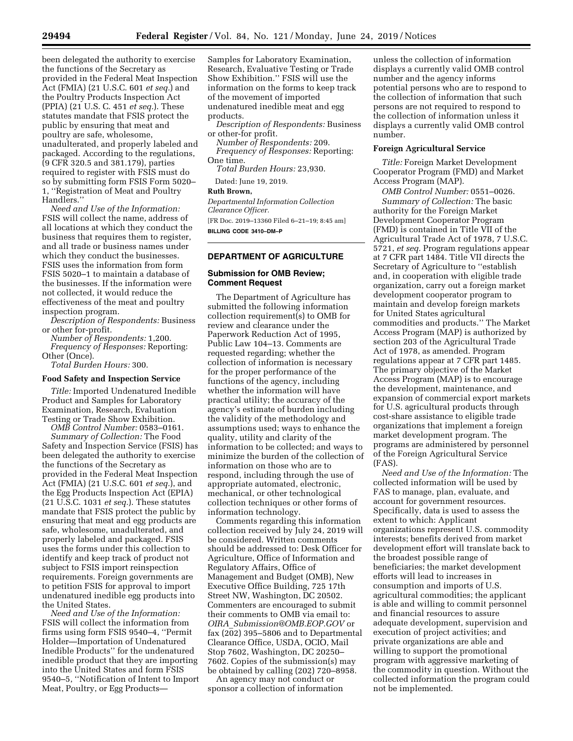been delegated the authority to exercise the functions of the Secretary as provided in the Federal Meat Inspection Act (FMIA) (21 U.S.C. 601 *et seq.*) and the Poultry Products Inspection Act (PPIA) (21 U.S. C. 451 *et seq.*). These statutes mandate that FSIS protect the public by ensuring that meat and poultry are safe, wholesome, unadulterated, and properly labeled and packaged. According to the regulations, (9 CFR 320.5 and 381.179), parties required to register with FSIS must do so by submitting form FSIS Form 5020–1, "Registration of Meat and Poultry Handlers."

*Need and Use of the Information:* FSIS will collect the name, address of all locations at which they conduct the business that requires them to register, and all trade or business names under which they conduct the businesses. FSIS uses the information from form FSIS 5020–1 to maintain a database of the businesses. If the information were not collected, it would reduce the effectiveness of the meat and poultry inspection program.

*Description of Respondents:* Business or other for-profit.

*Number of Respondents:* 1,200.

*Frequency of Responses:* Reporting: Other (Once).

*Total Burden Hours:* 300.

### Food Safety and Inspection Service

*Title:* Imported Undenatured Inedible Product and Samples for Laboratory Examination, Research, Evaluation Testing or Trade Show Exhibition.

*OMB Control Number:* 0583–0161.

*Summary of Collection:* The Food Safety and Inspection Service (FSIS) has been delegated the authority to exercise the functions of the Secretary as provided in the Federal Meat Inspection Act (FMIA) (21 U.S.C. 601 *et seq.*), and the Egg Products Inspection Act (EPIA) (21 U.S.C. 1031 *et seq.*). These statutes mandate that FSIS protect the public by ensuring that meat and egg products are safe, wholesome, unadulterated, and properly labeled and packaged. FSIS uses the forms under this collection to identify and keep track of product not subject to FSIS import reinspection requirements. Foreign governments are to petition FSIS for approval to import undenatured inedible egg products into the United States.

*Need and Use of the Information:* FSIS will collect the information from firms using form FSIS 9540–4, "Permit Holder—Importation of Undenatured Inedible Products" for the undenatured inedible product that they are importing into the United States and form FSIS 9540–5, "Notification of Intent to Import Meat, Poultry, or Egg Products—Samples for Laboratory Examination, Research, Evaluative Testing or Trade Show Exhibition." FSIS will use the information on the forms to keep track of the movement of imported undenatured inedible meat and egg products.

*Description of Respondents:* Business or other-for profit.

*Number of Respondents:* 209.

*Frequency of Responses:* Reporting: One time.

*Total Burden Hours:* 23,930.

Dated: June 19, 2019.

**Ruth Brown,**

*Departmental Information Collection Clearance Officer.*

[FR Doc. 2019–13360 Filed 6–21–19; 8:45 am]

**BILLING CODE 3410–DM–P**

## DEPARTMENT OF AGRICULTURE

### Submission for OMB Review; Comment Request

The Department of Agriculture has submitted the following information collection requirement(s) to OMB for review and clearance under the Paperwork Reduction Act of 1995, Public Law 104–13. Comments are requested regarding; whether the collection of information is necessary for the proper performance of the functions of the agency, including whether the information will have practical utility; the accuracy of the agency's estimate of burden including the validity of the methodology and assumptions used; ways to enhance the quality, utility and clarity of the information to be collected; and ways to minimize the burden of the collection of information on those who are to respond, including through the use of appropriate automated, electronic, mechanical, or other technological collection techniques or other forms of information technology.

Comments regarding this information collection received by July 24, 2019 will be considered. Written comments should be addressed to: Desk Officer for Agriculture, Office of Information and Regulatory Affairs, Office of Management and Budget (OMB), New Executive Office Building, 725 17th Street NW, Washington, DC 20502. Commenters are encouraged to submit their comments to OMB via email to: *OIRA_Submission@OMB.EOP.GOV* or fax (202) 395–5806 and to Departmental Clearance Office, USDA, OCIO, Mail Stop 7602, Washington, DC 20250–7602. Copies of the submission(s) may be obtained by calling (202) 720–8958.

An agency may not conduct or sponsor a collection of information unless the collection of information displays a currently valid OMB control number and the agency informs potential persons who are to respond to the collection of information that such persons are not required to respond to the collection of information unless it displays a currently valid OMB control number.

### Foreign Agricultural Service

*Title:* Foreign Market Development Cooperator Program (FMD) and Market Access Program (MAP).

*OMB Control Number:* 0551–0026.

*Summary of Collection:* The basic authority for the Foreign Market Development Cooperator Program (FMD) is contained in Title VII of the Agricultural Trade Act of 1978, 7 U.S.C. 5721, *et seq.* Program regulations appear at 7 CFR part 1484. Title VII directs the Secretary of Agriculture to "establish and, in cooperation with eligible trade organization, carry out a foreign market development cooperator program to maintain and develop foreign markets for United States agricultural commodities and products." The Market Access Program (MAP) is authorized by section 203 of the Agricultural Trade Act of 1978, as amended. Program regulations appear at 7 CFR part 1485. The primary objective of the Market Access Program (MAP) is to encourage the development, maintenance, and expansion of commercial export markets for U.S. agricultural products through cost-share assistance to eligible trade organizations that implement a foreign market development program. The programs are administered by personnel of the Foreign Agricultural Service (FAS).

*Need and Use of the Information:* The collected information will be used by FAS to manage, plan, evaluate, and account for government resources. Specifically, data is used to assess the extent to which: Applicant organizations represent U.S. commodity interests; benefits derived from market development effort will translate back to the broadest possible range of beneficiaries; the market development efforts will lead to increases in consumption and imports of U.S. agricultural commodities; the applicant is able and willing to commit personnel and financial resources to assure adequate development, supervision and execution of project activities; and private organizations are able and willing to support the promotional program with aggressive marketing of the commodity in question. Without the collected information the program could not be implemented.